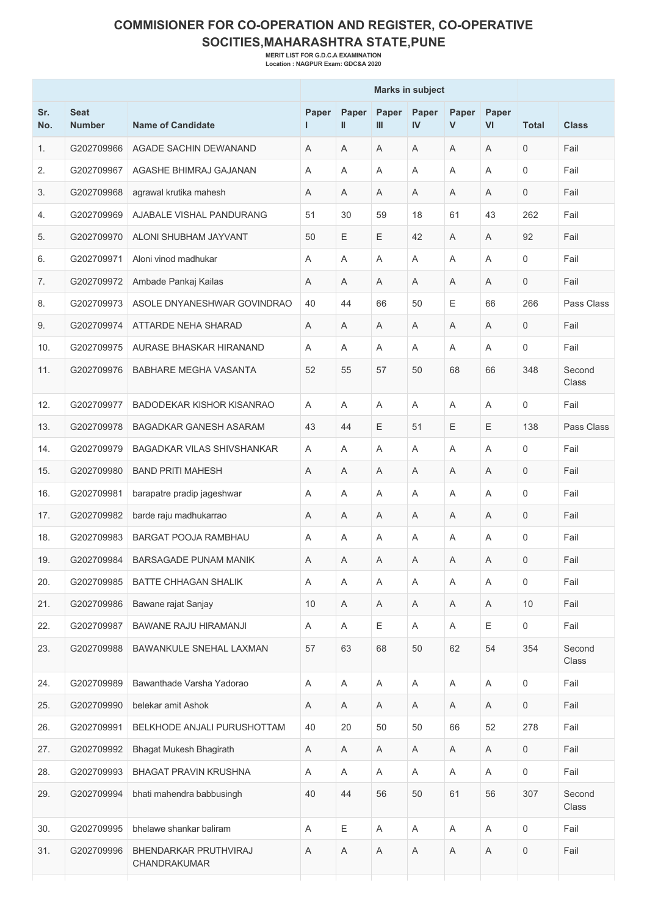# COMMISIONER FOR CO-OPERATION AND REGISTER, CO-OPERATIVE SOCITIES,MAHARASHTRA STATE,PUNE

**MERIT LIST FOR G.D.C.A EXAMINATION**
**Location : NAGPUR Exam: GDC&A 2020**

| | | | Marks in subject | | | | | | | |
|---|---|---|---|---|---|---|---|---|---|---|
| Sr. No. | Seat Number | Name of Candidate | Paper I | Paper II | Paper III | Paper IV | Paper V | Paper VI | Total | Class |
| 1. | G202709966 | AGADE SACHIN DEWANAND | A | A | A | A | A | A | 0 | Fail |
| 2. | G202709967 | AGASHE BHIMRAJ GAJANAN | A | A | A | A | A | A | 0 | Fail |
| 3. | G202709968 | agrawal krutika mahesh | A | A | A | A | A | A | 0 | Fail |
| 4. | G202709969 | AJABALE VISHAL PANDURANG | 51 | 30 | 59 | 18 | 61 | 43 | 262 | Fail |
| 5. | G202709970 | ALONI SHUBHAM JAYVANT | 50 | E | E | 42 | A | A | 92 | Fail |
| 6. | G202709971 | Aloni vinod madhukar | A | A | A | A | A | A | 0 | Fail |
| 7. | G202709972 | Ambade Pankaj Kailas | A | A | A | A | A | A | 0 | Fail |
| 8. | G202709973 | ASOLE DNYANESHWAR GOVINDRAO | 40 | 44 | 66 | 50 | E | 66 | 266 | Pass Class |
| 9. | G202709974 | ATTARDE NEHA SHARAD | A | A | A | A | A | A | 0 | Fail |
| 10. | G202709975 | AURASE BHASKAR HIRANAND | A | A | A | A | A | A | 0 | Fail |
| 11. | G202709976 | BABHARE MEGHA VASANTA | 52 | 55 | 57 | 50 | 68 | 66 | 348 | Second Class |
| 12. | G202709977 | BADODEKAR KISHOR KISANRAO | A | A | A | A | A | A | 0 | Fail |
| 13. | G202709978 | BAGADKAR GANESH ASARAM | 43 | 44 | E | 51 | E | E | 138 | Pass Class |
| 14. | G202709979 | BAGADKAR VILAS SHIVSHANKAR | A | A | A | A | A | A | 0 | Fail |
| 15. | G202709980 | BAND PRITI MAHESH | A | A | A | A | A | A | 0 | Fail |
| 16. | G202709981 | barapatre pradip jageshwar | A | A | A | A | A | A | 0 | Fail |
| 17. | G202709982 | barde raju madhukarrao | A | A | A | A | A | A | 0 | Fail |
| 18. | G202709983 | BARGAT POOJA RAMBHAU | A | A | A | A | A | A | 0 | Fail |
| 19. | G202709984 | BARSAGADE PUNAM MANIK | A | A | A | A | A | A | 0 | Fail |
| 20. | G202709985 | BATTE CHHAGAN SHALIK | A | A | A | A | A | A | 0 | Fail |
| 21. | G202709986 | Bawane rajat Sanjay | 10 | A | A | A | A | A | 10 | Fail |
| 22. | G202709987 | BAWANE RAJU HIRAMANJI | A | A | E | A | A | E | 0 | Fail |
| 23. | G202709988 | BAWANKULE SNEHAL LAXMAN | 57 | 63 | 68 | 50 | 62 | 54 | 354 | Second Class |
| 24. | G202709989 | Bawanthade Varsha Yadorao | A | A | A | A | A | A | 0 | Fail |
| 25. | G202709990 | belekar amit Ashok | A | A | A | A | A | A | 0 | Fail |
| 26. | G202709991 | BELKHODE ANJALI PURUSHOTTAM | 40 | 20 | 50 | 50 | 66 | 52 | 278 | Fail |
| 27. | G202709992 | Bhagat Mukesh Bhagirath | A | A | A | A | A | A | 0 | Fail |
| 28. | G202709993 | BHAGAT PRAVIN KRUSHNA | A | A | A | A | A | A | 0 | Fail |
| 29. | G202709994 | bhati mahendra babbusingh | 40 | 44 | 56 | 50 | 61 | 56 | 307 | Second Class |
| 30. | G202709995 | bhelawe shankar baliram | A | E | A | A | A | A | 0 | Fail |
| 31. | G202709996 | BHENDARKAR PRUTHVIRAJ CHANDRAKUMAR | A | A | A | A | A | A | 0 | Fail |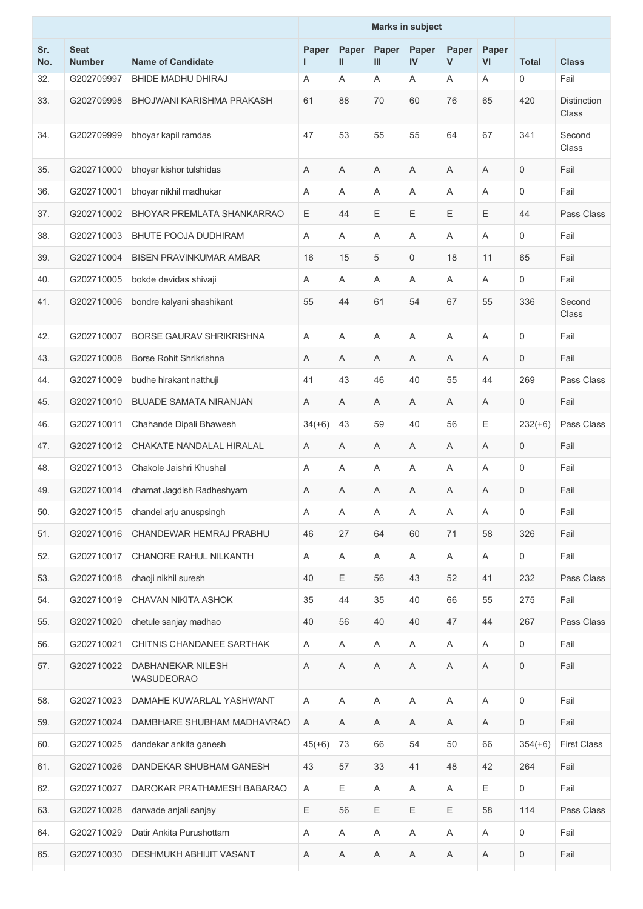| Sr. No. | Seat Number | Name of Candidate | Marks in subject | | | | | | Total | Class |
|---|---|---|---|---|---|---|---|---|---|---|
| | | | Paper I | Paper II | Paper III | Paper IV | Paper V | Paper VI | | |
| 32. | G202709997 | BHIDE MADHU DHIRAJ | A | A | A | A | A | A | 0 | Fail |
| 33. | G202709998 | BHOJWANI KARISHMA PRAKASH | 61 | 88 | 70 | 60 | 76 | 65 | 420 | Distinction Class |
| 34. | G202709999 | bhoyar kapil ramdas | 47 | 53 | 55 | 55 | 64 | 67 | 341 | Second Class |
| 35. | G202710000 | bhoyar kishor tulshidas | A | A | A | A | A | A | 0 | Fail |
| 36. | G202710001 | bhoyar nikhil madhukar | A | A | A | A | A | A | 0 | Fail |
| 37. | G202710002 | BHOYAR PREMLATA SHANKARRAO | E | 44 | E | E | E | E | 44 | Pass Class |
| 38. | G202710003 | BHUTE POOJA DUDHIRAM | A | A | A | A | A | A | 0 | Fail |
| 39. | G202710004 | BISEN PRAVINKUMAR AMBAR | 16 | 15 | 5 | 0 | 18 | 11 | 65 | Fail |
| 40. | G202710005 | bokde devidas shivaji | A | A | A | A | A | A | 0 | Fail |
| 41. | G202710006 | bondre kalyani shashikant | 55 | 44 | 61 | 54 | 67 | 55 | 336 | Second Class |
| 42. | G202710007 | BORSE GAURAV SHRIKRISHNA | A | A | A | A | A | A | 0 | Fail |
| 43. | G202710008 | Borse Rohit Shrikrishna | A | A | A | A | A | A | 0 | Fail |
| 44. | G202710009 | budhe hirakant natthuji | 41 | 43 | 46 | 40 | 55 | 44 | 269 | Pass Class |
| 45. | G202710010 | BUJADE SAMATA NIRANJAN | A | A | A | A | A | A | 0 | Fail |
| 46. | G202710011 | Chahande Dipali Bhawesh | 34(+6) | 43 | 59 | 40 | 56 | E | 232(+6) | Pass Class |
| 47. | G202710012 | CHAKATE NANDALAL HIRALAL | A | A | A | A | A | A | 0 | Fail |
| 48. | G202710013 | Chakole Jaishri Khushal | A | A | A | A | A | A | 0 | Fail |
| 49. | G202710014 | chamat Jagdish Radheshyam | A | A | A | A | A | A | 0 | Fail |
| 50. | G202710015 | chandel arju anuspsingh | A | A | A | A | A | A | 0 | Fail |
| 51. | G202710016 | CHANDEWAR HEMRAJ PRABHU | 46 | 27 | 64 | 60 | 71 | 58 | 326 | Fail |
| 52. | G202710017 | CHANORE RAHUL NILKANTH | A | A | A | A | A | A | 0 | Fail |
| 53. | G202710018 | chaoji nikhil suresh | 40 | E | 56 | 43 | 52 | 41 | 232 | Pass Class |
| 54. | G202710019 | CHAVAN NIKITA ASHOK | 35 | 44 | 35 | 40 | 66 | 55 | 275 | Fail |
| 55. | G202710020 | chetule sanjay madhao | 40 | 56 | 40 | 40 | 47 | 44 | 267 | Pass Class |
| 56. | G202710021 | CHITNIS CHANDANEE SARTHAK | A | A | A | A | A | A | 0 | Fail |
| 57. | G202710022 | DABHANEKAR NILESH WASUDEORAO | A | A | A | A | A | A | 0 | Fail |
| 58. | G202710023 | DAMAHE KUWARLAL YASHWANT | A | A | A | A | A | A | 0 | Fail |
| 59. | G202710024 | DAMBHARE SHUBHAM MADHAVRAO | A | A | A | A | A | A | 0 | Fail |
| 60. | G202710025 | dandekar ankita ganesh | 45(+6) | 73 | 66 | 54 | 50 | 66 | 354(+6) | First Class |
| 61. | G202710026 | DANDEKAR SHUBHAM GANESH | 43 | 57 | 33 | 41 | 48 | 42 | 264 | Fail |
| 62. | G202710027 | DAROKAR PRATHAMESH BABARAO | A | E | A | A | A | E | 0 | Fail |
| 63. | G202710028 | darwade anjali sanjay | E | 56 | E | E | E | 58 | 114 | Pass Class |
| 64. | G202710029 | Datir Ankita Purushottam | A | A | A | A | A | A | 0 | Fail |
| 65. | G202710030 | DESHMUKH ABHIJIT VASANT | A | A | A | A | A | A | 0 | Fail |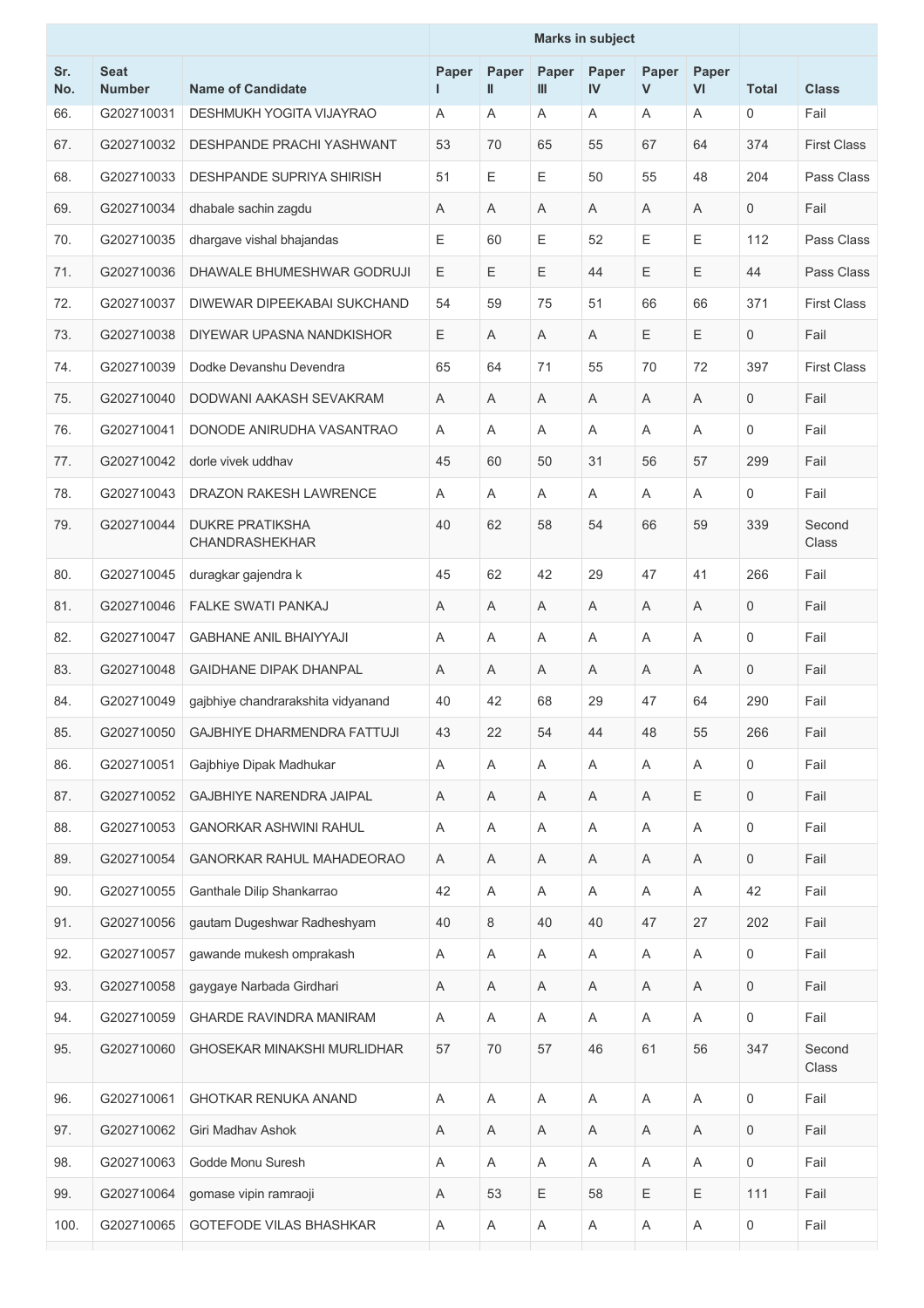| Sr. No. | Seat Number | Name of Candidate | Marks in subject | | | | | | Total | Class |
|---|---|---|---|---|---|---|---|---|---|---|
| | | | Paper I | Paper II | Paper III | Paper IV | Paper V | Paper VI | | |
| 66. | G202710031 | DESHMUKH YOGITA VIJAYRAO | A | A | A | A | A | A | 0 | Fail |
| 67. | G202710032 | DESHPANDE PRACHI YASHWANT | 53 | 70 | 65 | 55 | 67 | 64 | 374 | First Class |
| 68. | G202710033 | DESHPANDE SUPRIYA SHIRISH | 51 | E | E | 50 | 55 | 48 | 204 | Pass Class |
| 69. | G202710034 | dhabale sachin zagdu | A | A | A | A | A | A | 0 | Fail |
| 70. | G202710035 | dhargave vishal bhajandas | E | 60 | E | 52 | E | E | 112 | Pass Class |
| 71. | G202710036 | DHAWALE BHUMESHWAR GODRUJI | E | E | E | 44 | E | E | 44 | Pass Class |
| 72. | G202710037 | DIWEWAR DIPEEKABAI SUKCHAND | 54 | 59 | 75 | 51 | 66 | 66 | 371 | First Class |
| 73. | G202710038 | DIYEWAR UPASNA NANDKISHOR | E | A | A | A | E | E | 0 | Fail |
| 74. | G202710039 | Dodke Devanshu Devendra | 65 | 64 | 71 | 55 | 70 | 72 | 397 | First Class |
| 75. | G202710040 | DODWANI AAKASH SEVAKRAM | A | A | A | A | A | A | 0 | Fail |
| 76. | G202710041 | DONODE ANIRUDHA VASANTRAO | A | A | A | A | A | A | 0 | Fail |
| 77. | G202710042 | dorle vivek uddhav | 45 | 60 | 50 | 31 | 56 | 57 | 299 | Fail |
| 78. | G202710043 | DRAZON RAKESH LAWRENCE | A | A | A | A | A | A | 0 | Fail |
| 79. | G202710044 | DUKRE PRATIKSHA CHANDRASHEKHAR | 40 | 62 | 58 | 54 | 66 | 59 | 339 | Second Class |
| 80. | G202710045 | duragkar gajendra k | 45 | 62 | 42 | 29 | 47 | 41 | 266 | Fail |
| 81. | G202710046 | FALKE SWATI PANKAJ | A | A | A | A | A | A | 0 | Fail |
| 82. | G202710047 | GABHANE ANIL BHAIYYAJI | A | A | A | A | A | A | 0 | Fail |
| 83. | G202710048 | GAIDHANE DIPAK DHANPAL | A | A | A | A | A | A | 0 | Fail |
| 84. | G202710049 | gajbhiye chandrarakshita vidyanand | 40 | 42 | 68 | 29 | 47 | 64 | 290 | Fail |
| 85. | G202710050 | GAJBHIYE DHARMENDRA FATTUJI | 43 | 22 | 54 | 44 | 48 | 55 | 266 | Fail |
| 86. | G202710051 | Gajbhiye Dipak Madhukar | A | A | A | A | A | A | 0 | Fail |
| 87. | G202710052 | GAJBHIYE NARENDRA JAIPAL | A | A | A | A | A | E | 0 | Fail |
| 88. | G202710053 | GANORKAR ASHWINI RAHUL | A | A | A | A | A | A | 0 | Fail |
| 89. | G202710054 | GANORKAR RAHUL MAHADEORAO | A | A | A | A | A | A | 0 | Fail |
| 90. | G202710055 | Ganthale Dilip Shankarrao | 42 | A | A | A | A | A | 42 | Fail |
| 91. | G202710056 | gautam Dugeshwar Radheshyam | 40 | 8 | 40 | 40 | 47 | 27 | 202 | Fail |
| 92. | G202710057 | gawande mukesh omprakash | A | A | A | A | A | A | 0 | Fail |
| 93. | G202710058 | gaygaye Narbada Girdhari | A | A | A | A | A | A | 0 | Fail |
| 94. | G202710059 | GHARDE RAVINDRA MANIRAM | A | A | A | A | A | A | 0 | Fail |
| 95. | G202710060 | GHOSEKAR MINAKSHI MURLIDHAR | 57 | 70 | 57 | 46 | 61 | 56 | 347 | Second Class |
| 96. | G202710061 | GHOTKAR RENUKA ANAND | A | A | A | A | A | A | 0 | Fail |
| 97. | G202710062 | Giri Madhav Ashok | A | A | A | A | A | A | 0 | Fail |
| 98. | G202710063 | Godde Monu Suresh | A | A | A | A | A | A | 0 | Fail |
| 99. | G202710064 | gomase vipin ramraoji | A | 53 | E | 58 | E | E | 111 | Fail |
| 100. | G202710065 | GOTEFODE VILAS BHASHKAR | A | A | A | A | A | A | 0 | Fail |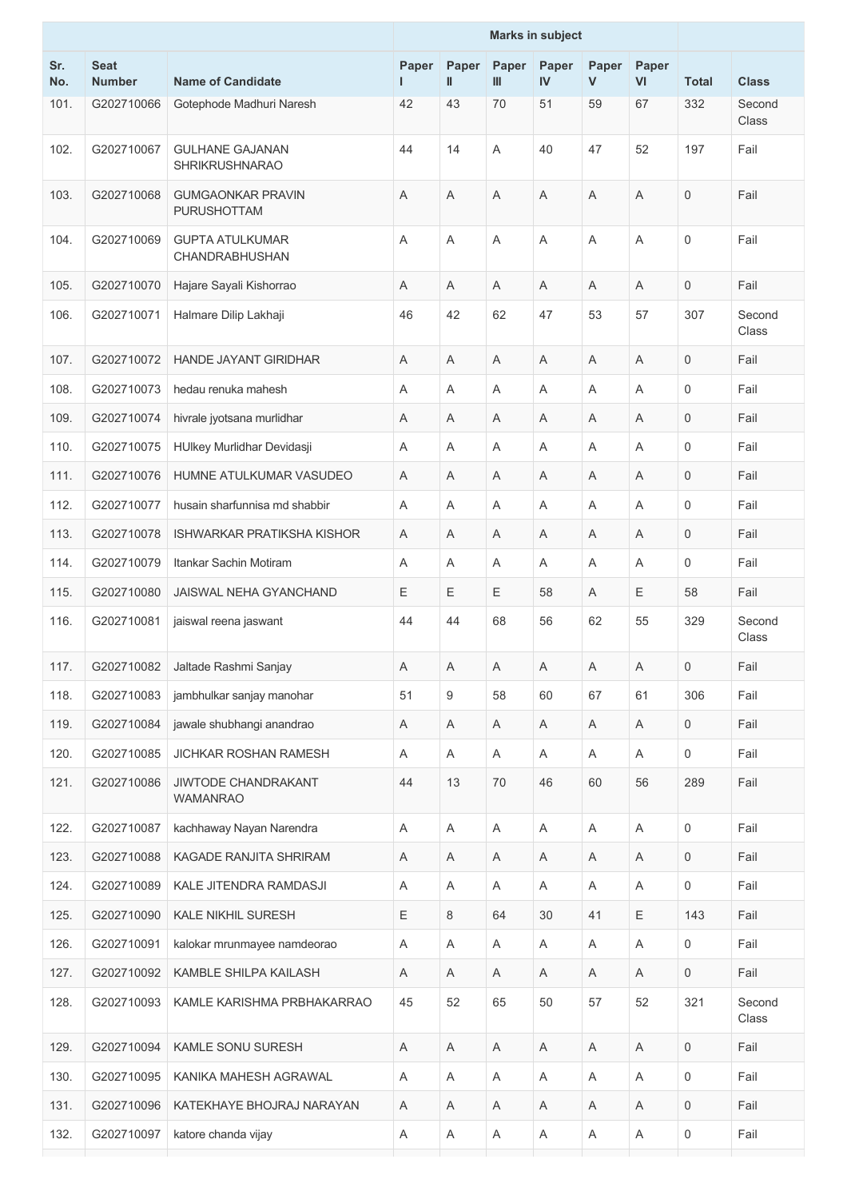| Sr. No. | Seat Number | Name of Candidate | Marks in subject | | | | | | Total | Class |
|---|---|---|---|---|---|---|---|---|---|---|
| | | | Paper I | Paper II | Paper III | Paper IV | Paper V | Paper VI | | |
| 101. | G202710066 | Gotephode Madhuri Naresh | 42 | 43 | 70 | 51 | 59 | 67 | 332 | Second Class |
| 102. | G202710067 | GULHANE GAJANAN SHRIKRUSHNARAO | 44 | 14 | A | 40 | 47 | 52 | 197 | Fail |
| 103. | G202710068 | GUMGAONKAR PRAVIN PURUSHOTTAM | A | A | A | A | A | A | 0 | Fail |
| 104. | G202710069 | GUPTA ATULKUMAR CHANDRABHUSHAN | A | A | A | A | A | A | 0 | Fail |
| 105. | G202710070 | Hajare Sayali Kishorrao | A | A | A | A | A | A | 0 | Fail |
| 106. | G202710071 | Halmare Dilip Lakhaji | 46 | 42 | 62 | 47 | 53 | 57 | 307 | Second Class |
| 107. | G202710072 | HANDE JAYANT GIRIDHAR | A | A | A | A | A | A | 0 | Fail |
| 108. | G202710073 | hedau renuka mahesh | A | A | A | A | A | A | 0 | Fail |
| 109. | G202710074 | hivrale jyotsana murlidhar | A | A | A | A | A | A | 0 | Fail |
| 110. | G202710075 | HUlkey Murlidhar Devidasji | A | A | A | A | A | A | 0 | Fail |
| 111. | G202710076 | HUMNE ATULKUMAR VASUDEO | A | A | A | A | A | A | 0 | Fail |
| 112. | G202710077 | husain sharfunnisa md shabbir | A | A | A | A | A | A | 0 | Fail |
| 113. | G202710078 | ISHWARKAR PRATIKSHA KISHOR | A | A | A | A | A | A | 0 | Fail |
| 114. | G202710079 | Itankar Sachin Motiram | A | A | A | A | A | A | 0 | Fail |
| 115. | G202710080 | JAISWAL NEHA GYANCHAND | E | E | E | 58 | A | E | 58 | Fail |
| 116. | G202710081 | jaiswal reena jaswant | 44 | 44 | 68 | 56 | 62 | 55 | 329 | Second Class |
| 117. | G202710082 | Jaltade Rashmi Sanjay | A | A | A | A | A | A | 0 | Fail |
| 118. | G202710083 | jambhulkar sanjay manohar | 51 | 9 | 58 | 60 | 67 | 61 | 306 | Fail |
| 119. | G202710084 | jawale shubhangi anandrao | A | A | A | A | A | A | 0 | Fail |
| 120. | G202710085 | JICHKAR ROSHAN RAMESH | A | A | A | A | A | A | 0 | Fail |
| 121. | G202710086 | JIWTODE CHANDRAKANT WAMANRAO | 44 | 13 | 70 | 46 | 60 | 56 | 289 | Fail |
| 122. | G202710087 | kachhaway Nayan Narendra | A | A | A | A | A | A | 0 | Fail |
| 123. | G202710088 | KAGADE RANJITA SHRIRAM | A | A | A | A | A | A | 0 | Fail |
| 124. | G202710089 | KALE JITENDRA RAMDASJI | A | A | A | A | A | A | 0 | Fail |
| 125. | G202710090 | KALE NIKHIL SURESH | E | 8 | 64 | 30 | 41 | E | 143 | Fail |
| 126. | G202710091 | kalokar mrunmayee namdeorao | A | A | A | A | A | A | 0 | Fail |
| 127. | G202710092 | KAMBLE SHILPA KAILASH | A | A | A | A | A | A | 0 | Fail |
| 128. | G202710093 | KAMLE KARISHMA PRBHAKARRAO | 45 | 52 | 65 | 50 | 57 | 52 | 321 | Second Class |
| 129. | G202710094 | KAMLE SONU SURESH | A | A | A | A | A | A | 0 | Fail |
| 130. | G202710095 | KANIKA MAHESH AGRAWAL | A | A | A | A | A | A | 0 | Fail |
| 131. | G202710096 | KATEKHAYE BHOJRAJ NARAYAN | A | A | A | A | A | A | 0 | Fail |
| 132. | G202710097 | katore chanda vijay | A | A | A | A | A | A | 0 | Fail |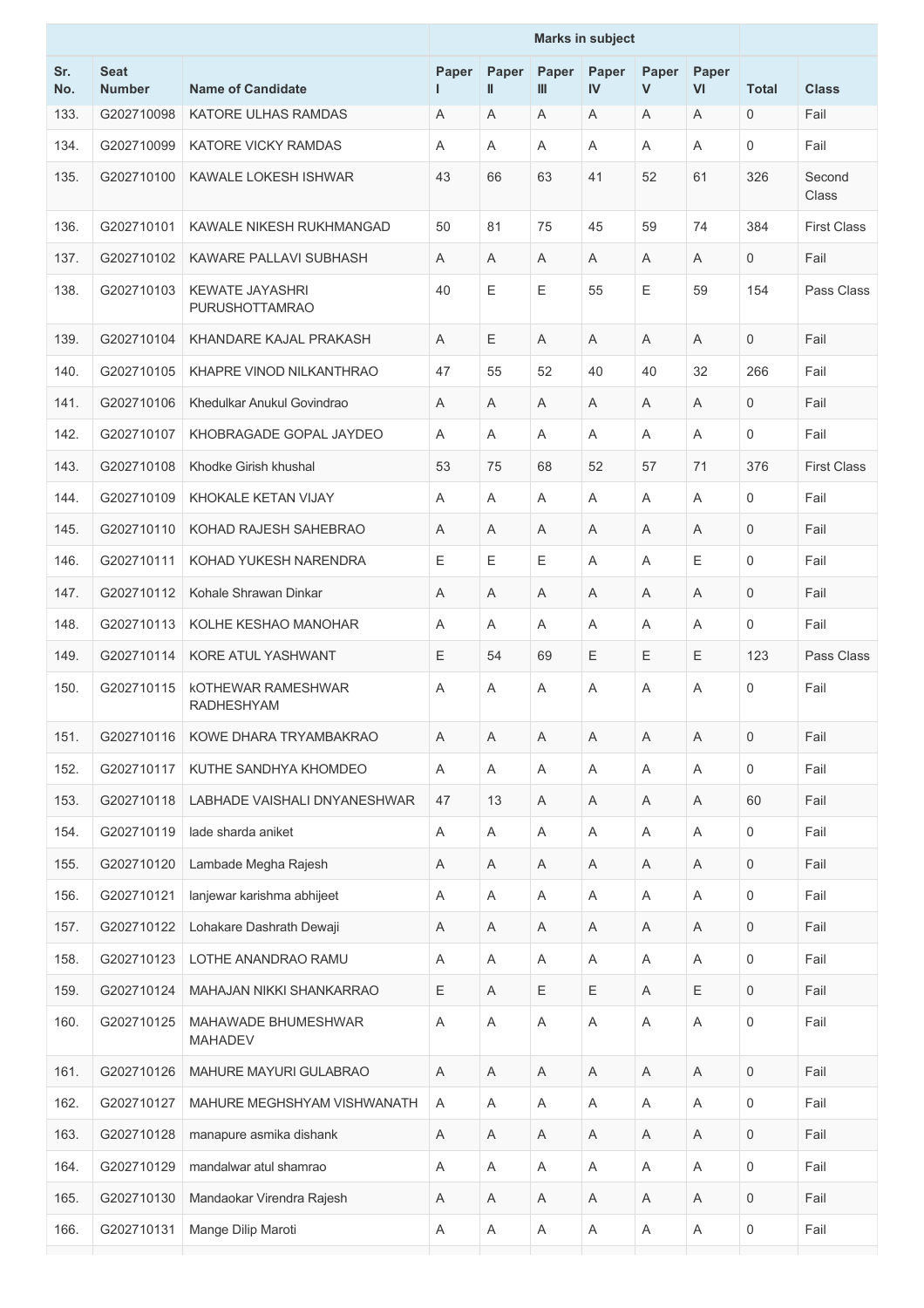| Sr. No. | Seat Number | Name of Candidate | Marks in subject | | | | | | Total | Class |
|---|---|---|---|---|---|---|---|---|---|---|
| | | | Paper I | Paper II | Paper III | Paper IV | Paper V | Paper VI | | |
| 133. | G202710098 | KATORE ULHAS RAMDAS | A | A | A | A | A | A | 0 | Fail |
| 134. | G202710099 | KATORE VICKY RAMDAS | A | A | A | A | A | A | 0 | Fail |
| 135. | G202710100 | KAWALE LOKESH ISHWAR | 43 | 66 | 63 | 41 | 52 | 61 | 326 | Second Class |
| 136. | G202710101 | KAWALE NIKESH RUKHMANGAD | 50 | 81 | 75 | 45 | 59 | 74 | 384 | First Class |
| 137. | G202710102 | KAWARE PALLAVI SUBHASH | A | A | A | A | A | A | 0 | Fail |
| 138. | G202710103 | KEWATE JAYASHRI PURUSHOTTAMRAO | 40 | E | E | 55 | E | 59 | 154 | Pass Class |
| 139. | G202710104 | KHANDARE KAJAL PRAKASH | A | E | A | A | A | A | 0 | Fail |
| 140. | G202710105 | KHAPRE VINOD NILKANTHRAO | 47 | 55 | 52 | 40 | 40 | 32 | 266 | Fail |
| 141. | G202710106 | Khedulkar Anukul Govindrao | A | A | A | A | A | A | 0 | Fail |
| 142. | G202710107 | KHOBRAGADE GOPAL JAYDEO | A | A | A | A | A | A | 0 | Fail |
| 143. | G202710108 | Khodke Girish khushal | 53 | 75 | 68 | 52 | 57 | 71 | 376 | First Class |
| 144. | G202710109 | KHOKALE KETAN VIJAY | A | A | A | A | A | A | 0 | Fail |
| 145. | G202710110 | KOHAD RAJESH SAHEBRAO | A | A | A | A | A | A | 0 | Fail |
| 146. | G202710111 | KOHAD YUKESH NARENDRA | E | E | E | A | A | E | 0 | Fail |
| 147. | G202710112 | Kohale Shrawan Dinkar | A | A | A | A | A | A | 0 | Fail |
| 148. | G202710113 | KOLHE KESHAO MANOHAR | A | A | A | A | A | A | 0 | Fail |
| 149. | G202710114 | KORE ATUL YASHWANT | E | 54 | 69 | E | E | E | 123 | Pass Class |
| 150. | G202710115 | kOTHEWAR RAMESHWAR RADHESHYAM | A | A | A | A | A | A | 0 | Fail |
| 151. | G202710116 | KOWE DHARA TRYAMBAKRAO | A | A | A | A | A | A | 0 | Fail |
| 152. | G202710117 | KUTHE SANDHYA KHOMDEO | A | A | A | A | A | A | 0 | Fail |
| 153. | G202710118 | LABHADE VAISHALI DNYANESHWAR | 47 | 13 | A | A | A | A | 60 | Fail |
| 154. | G202710119 | lade sharda aniket | A | A | A | A | A | A | 0 | Fail |
| 155. | G202710120 | Lambade Megha Rajesh | A | A | A | A | A | A | 0 | Fail |
| 156. | G202710121 | lanjewar karishma abhijeet | A | A | A | A | A | A | 0 | Fail |
| 157. | G202710122 | Lohakare Dashrath Dewaji | A | A | A | A | A | A | 0 | Fail |
| 158. | G202710123 | LOTHE ANANDRAO RAMU | A | A | A | A | A | A | 0 | Fail |
| 159. | G202710124 | MAHAJAN NIKKI SHANKARRAO | E | A | E | E | A | E | 0 | Fail |
| 160. | G202710125 | MAHAWADE BHUMESHWAR MAHADEV | A | A | A | A | A | A | 0 | Fail |
| 161. | G202710126 | MAHURE MAYURI GULABRAO | A | A | A | A | A | A | 0 | Fail |
| 162. | G202710127 | MAHURE MEGHSHYAM VISHWANATH | A | A | A | A | A | A | 0 | Fail |
| 163. | G202710128 | manapure asmika dishank | A | A | A | A | A | A | 0 | Fail |
| 164. | G202710129 | mandalwar atul shamrao | A | A | A | A | A | A | 0 | Fail |
| 165. | G202710130 | Mandaokar Virendra Rajesh | A | A | A | A | A | A | 0 | Fail |
| 166. | G202710131 | Mange Dilip Maroti | A | A | A | A | A | A | 0 | Fail |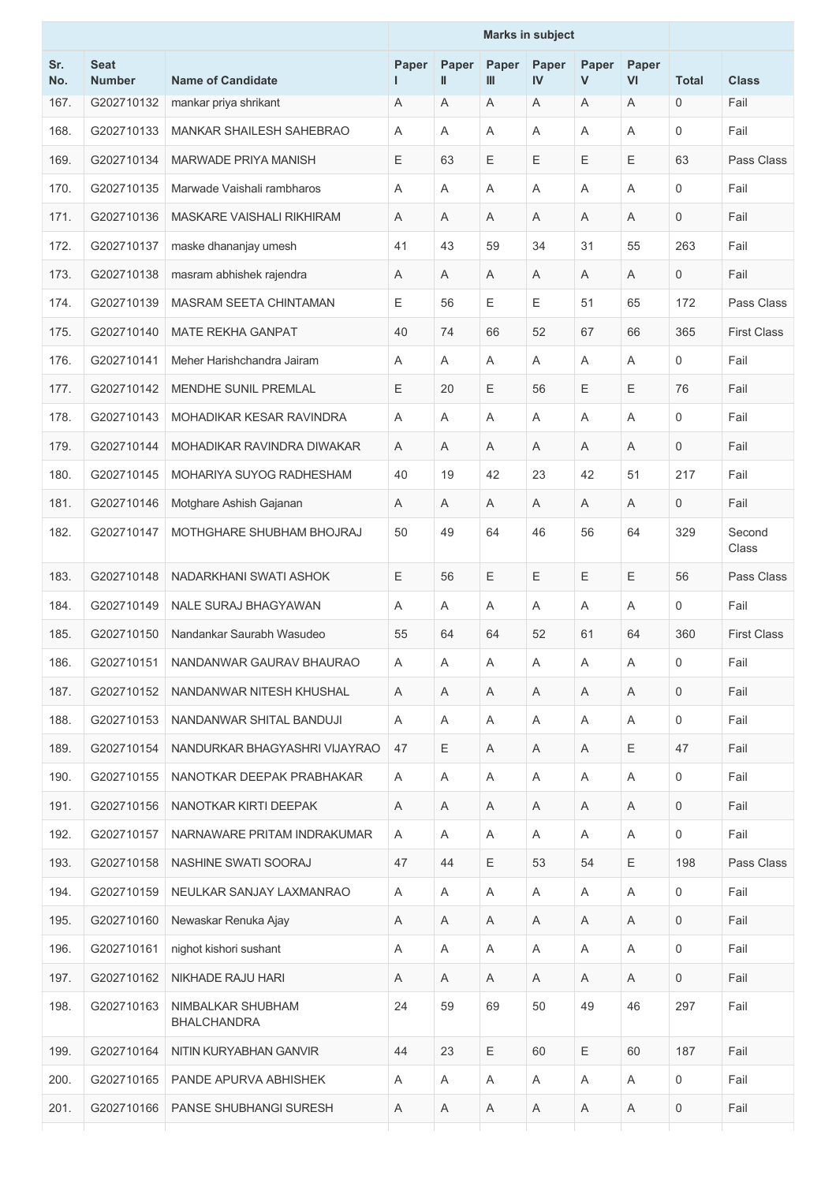| Sr. No. | Seat Number | Name of Candidate | Marks in subject | | | | | | Total | Class |
|---|---|---|---|---|---|---|---|---|---|---|
| | | | Paper I | Paper II | Paper III | Paper IV | Paper V | Paper VI | | |
| 167. | G202710132 | mankar priya shrikant | A | A | A | A | A | A | 0 | Fail |
| 168. | G202710133 | MANKAR SHAILESH SAHEBRAO | A | A | A | A | A | A | 0 | Fail |
| 169. | G202710134 | MARWADE PRIYA MANISH | E | 63 | E | E | E | E | 63 | Pass Class |
| 170. | G202710135 | Marwade Vaishali rambharos | A | A | A | A | A | A | 0 | Fail |
| 171. | G202710136 | MASKARE VAISHALI RIKHIRAM | A | A | A | A | A | A | 0 | Fail |
| 172. | G202710137 | maske dhananjay umesh | 41 | 43 | 59 | 34 | 31 | 55 | 263 | Fail |
| 173. | G202710138 | masram abhishek rajendra | A | A | A | A | A | A | 0 | Fail |
| 174. | G202710139 | MASRAM SEETA CHINTAMAN | E | 56 | E | E | 51 | 65 | 172 | Pass Class |
| 175. | G202710140 | MATE REKHA GANPAT | 40 | 74 | 66 | 52 | 67 | 66 | 365 | First Class |
| 176. | G202710141 | Meher Harishchandra Jairam | A | A | A | A | A | A | 0 | Fail |
| 177. | G202710142 | MENDHE SUNIL PREMLAL | E | 20 | E | 56 | E | E | 76 | Fail |
| 178. | G202710143 | MOHADIKAR KESAR RAVINDRA | A | A | A | A | A | A | 0 | Fail |
| 179. | G202710144 | MOHADIKAR RAVINDRA DIWAKAR | A | A | A | A | A | A | 0 | Fail |
| 180. | G202710145 | MOHARIYA SUYOG RADHESHAM | 40 | 19 | 42 | 23 | 42 | 51 | 217 | Fail |
| 181. | G202710146 | Motghare Ashish Gajanan | A | A | A | A | A | A | 0 | Fail |
| 182. | G202710147 | MOTHGHARE SHUBHAM BHOJRAJ | 50 | 49 | 64 | 46 | 56 | 64 | 329 | Second Class |
| 183. | G202710148 | NADARKHANI SWATI ASHOK | E | 56 | E | E | E | E | 56 | Pass Class |
| 184. | G202710149 | NALE SURAJ BHAGYAWAN | A | A | A | A | A | A | 0 | Fail |
| 185. | G202710150 | Nandankar Saurabh Wasudeo | 55 | 64 | 64 | 52 | 61 | 64 | 360 | First Class |
| 186. | G202710151 | NANDANWAR GAURAV BHAURAO | A | A | A | A | A | A | 0 | Fail |
| 187. | G202710152 | NANDANWAR NITESH KHUSHAL | A | A | A | A | A | A | 0 | Fail |
| 188. | G202710153 | NANDANWAR SHITAL BANDUJI | A | A | A | A | A | A | 0 | Fail |
| 189. | G202710154 | NANDURKAR BHAGYASHRI VIJAYRAO | 47 | E | A | A | A | E | 47 | Fail |
| 190. | G202710155 | NANOTKAR DEEPAK PRABHAKAR | A | A | A | A | A | A | 0 | Fail |
| 191. | G202710156 | NANOTKAR KIRTI DEEPAK | A | A | A | A | A | A | 0 | Fail |
| 192. | G202710157 | NARNAWARE PRITAM INDRAKUMAR | A | A | A | A | A | A | 0 | Fail |
| 193. | G202710158 | NASHINE SWATI SOORAJ | 47 | 44 | E | 53 | 54 | E | 198 | Pass Class |
| 194. | G202710159 | NEULKAR SANJAY LAXMANRAO | A | A | A | A | A | A | 0 | Fail |
| 195. | G202710160 | Newaskar Renuka Ajay | A | A | A | A | A | A | 0 | Fail |
| 196. | G202710161 | nighot kishori sushant | A | A | A | A | A | A | 0 | Fail |
| 197. | G202710162 | NIKHADE RAJU HARI | A | A | A | A | A | A | 0 | Fail |
| 198. | G202710163 | NIMBALKAR SHUBHAM BHALCHANDRA | 24 | 59 | 69 | 50 | 49 | 46 | 297 | Fail |
| 199. | G202710164 | NITIN KURYABHAN GANVIR | 44 | 23 | E | 60 | E | 60 | 187 | Fail |
| 200. | G202710165 | PANDE APURVA ABHISHEK | A | A | A | A | A | A | 0 | Fail |
| 201. | G202710166 | PANSE SHUBHANGI SURESH | A | A | A | A | A | A | 0 | Fail |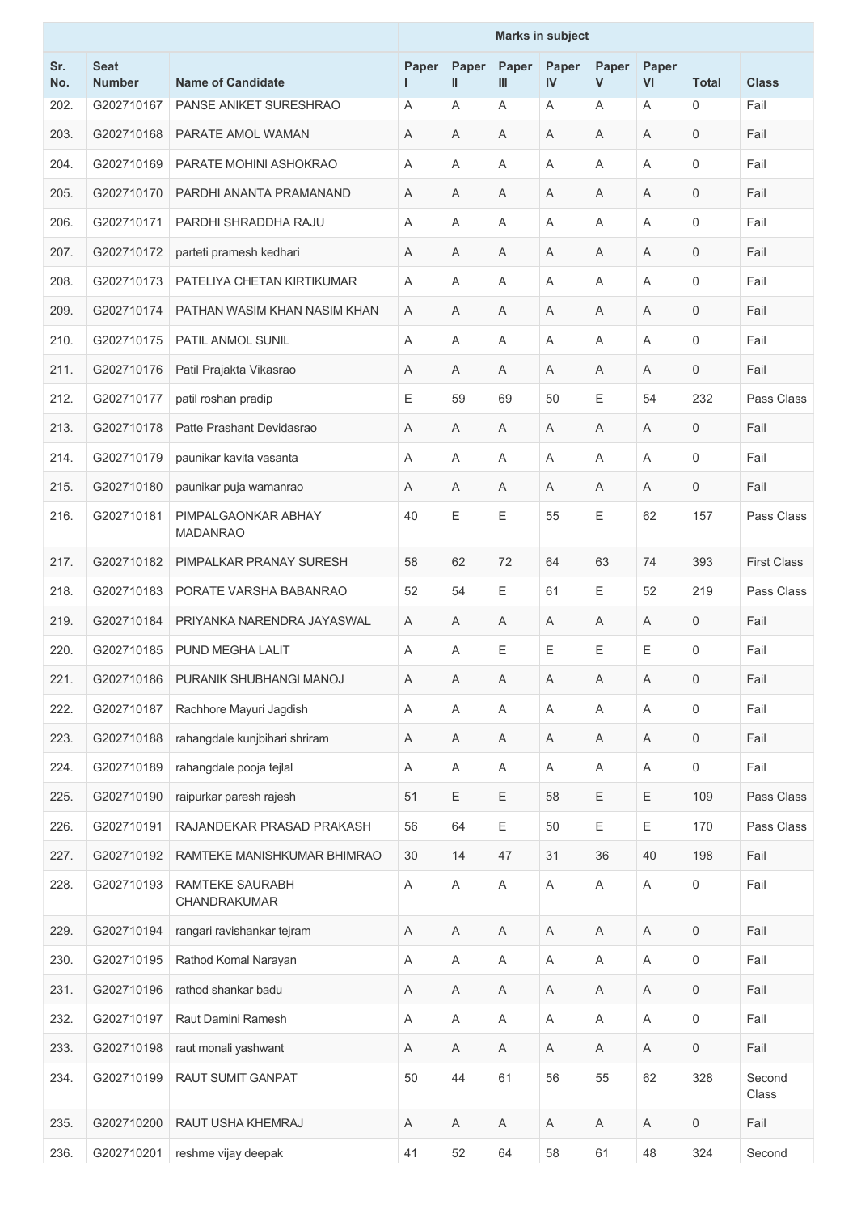| Sr. No. | Seat Number | Name of Candidate | Marks in subject | | | | | | Total | Class |
|---|---|---|---|---|---|---|---|---|---|---|
| | | | Paper I | Paper II | Paper III | Paper IV | Paper V | Paper VI | | |
| 202. | G202710167 | PANSE ANIKET SURESHRAO | A | A | A | A | A | A | 0 | Fail |
| 203. | G202710168 | PARATE AMOL WAMAN | A | A | A | A | A | A | 0 | Fail |
| 204. | G202710169 | PARATE MOHINI ASHOKRAO | A | A | A | A | A | A | 0 | Fail |
| 205. | G202710170 | PARDHI ANANTA PRAMANAND | A | A | A | A | A | A | 0 | Fail |
| 206. | G202710171 | PARDHI SHRADDHA RAJU | A | A | A | A | A | A | 0 | Fail |
| 207. | G202710172 | parteti pramesh kedhari | A | A | A | A | A | A | 0 | Fail |
| 208. | G202710173 | PATELIYA CHETAN KIRTIKUMAR | A | A | A | A | A | A | 0 | Fail |
| 209. | G202710174 | PATHAN WASIM KHAN NASIM KHAN | A | A | A | A | A | A | 0 | Fail |
| 210. | G202710175 | PATIL ANMOL SUNIL | A | A | A | A | A | A | 0 | Fail |
| 211. | G202710176 | Patil Prajakta Vikasrao | A | A | A | A | A | A | 0 | Fail |
| 212. | G202710177 | patil roshan pradip | E | 59 | 69 | 50 | E | 54 | 232 | Pass Class |
| 213. | G202710178 | Patte Prashant Devidasrao | A | A | A | A | A | A | 0 | Fail |
| 214. | G202710179 | paunikar kavita vasanta | A | A | A | A | A | A | 0 | Fail |
| 215. | G202710180 | paunikar puja wamanrao | A | A | A | A | A | A | 0 | Fail |
| 216. | G202710181 | PIMPALGAONKAR ABHAY MADANRAO | 40 | E | E | 55 | E | 62 | 157 | Pass Class |
| 217. | G202710182 | PIMPALKAR PRANAY SURESH | 58 | 62 | 72 | 64 | 63 | 74 | 393 | First Class |
| 218. | G202710183 | PORATE VARSHA BABANRAO | 52 | 54 | E | 61 | E | 52 | 219 | Pass Class |
| 219. | G202710184 | PRIYANKA NARENDRA JAYASWAL | A | A | A | A | A | A | 0 | Fail |
| 220. | G202710185 | PUND MEGHA LALIT | A | A | E | E | E | E | 0 | Fail |
| 221. | G202710186 | PURANIK SHUBHANGI MANOJ | A | A | A | A | A | A | 0 | Fail |
| 222. | G202710187 | Rachhore Mayuri Jagdish | A | A | A | A | A | A | 0 | Fail |
| 223. | G202710188 | rahangdale kunjbihari shriram | A | A | A | A | A | A | 0 | Fail |
| 224. | G202710189 | rahangdale pooja tejlal | A | A | A | A | A | A | 0 | Fail |
| 225. | G202710190 | raipurkar paresh rajesh | 51 | E | E | 58 | E | E | 109 | Pass Class |
| 226. | G202710191 | RAJANDEKAR PRASAD PRAKASH | 56 | 64 | E | 50 | E | E | 170 | Pass Class |
| 227. | G202710192 | RAMTEKE MANISHKUMAR BHIMRAO | 30 | 14 | 47 | 31 | 36 | 40 | 198 | Fail |
| 228. | G202710193 | RAMTEKE SAURABH CHANDRAKUMAR | A | A | A | A | A | A | 0 | Fail |
| 229. | G202710194 | rangari ravishankar tejram | A | A | A | A | A | A | 0 | Fail |
| 230. | G202710195 | Rathod Komal Narayan | A | A | A | A | A | A | 0 | Fail |
| 231. | G202710196 | rathod shankar badu | A | A | A | A | A | A | 0 | Fail |
| 232. | G202710197 | Raut Damini Ramesh | A | A | A | A | A | A | 0 | Fail |
| 233. | G202710198 | raut monali yashwant | A | A | A | A | A | A | 0 | Fail |
| 234. | G202710199 | RAUT SUMIT GANPAT | 50 | 44 | 61 | 56 | 55 | 62 | 328 | Second Class |
| 235. | G202710200 | RAUT USHA KHEMRAJ | A | A | A | A | A | A | 0 | Fail |
| 236. | G202710201 | reshme vijay deepak | 41 | 52 | 64 | 58 | 61 | 48 | 324 | Second |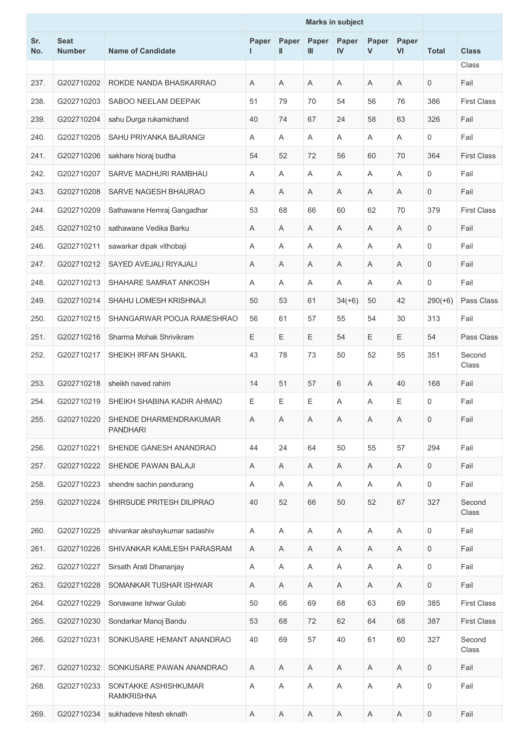| Sr. No. | Seat Number | Name of Candidate | Marks in subject | | | | | | Total | Class |
|---|---|---|---|---|---|---|---|---|---|---|
| | | | Paper I | Paper II | Paper III | Paper IV | Paper V | Paper VI | | |
| | | | | | | | | | | Class |
| 237. | G202710202 | ROKDE NANDA BHASKARRAO | A | A | A | A | A | A | 0 | Fail |
| 238. | G202710203 | SABOO NEELAM DEEPAK | 51 | 79 | 70 | 54 | 56 | 76 | 386 | First Class |
| 239. | G202710204 | sahu Durga rukamichand | 40 | 74 | 67 | 24 | 58 | 63 | 326 | Fail |
| 240. | G202710205 | SAHU PRIYANKA BAJRANGI | A | A | A | A | A | A | 0 | Fail |
| 241. | G202710206 | sakhare hioraj budha | 54 | 52 | 72 | 56 | 60 | 70 | 364 | First Class |
| 242. | G202710207 | SARVE MADHURI RAMBHAU | A | A | A | A | A | A | 0 | Fail |
| 243. | G202710208 | SARVE NAGESH BHAURAO | A | A | A | A | A | A | 0 | Fail |
| 244. | G202710209 | Sathawane Hemraj Gangadhar | 53 | 68 | 66 | 60 | 62 | 70 | 379 | First Class |
| 245. | G202710210 | sathawane Vedika Barku | A | A | A | A | A | A | 0 | Fail |
| 246. | G202710211 | sawarkar dipak vithobaji | A | A | A | A | A | A | 0 | Fail |
| 247. | G202710212 | SAYED AVEJALI RIYAJALI | A | A | A | A | A | A | 0 | Fail |
| 248. | G202710213 | SHAHARE SAMRAT ANKOSH | A | A | A | A | A | A | 0 | Fail |
| 249. | G202710214 | SHAHU LOMESH KRISHNAJI | 50 | 53 | 61 | 34(+6) | 50 | 42 | 290(+6) | Pass Class |
| 250. | G202710215 | SHANGARWAR POOJA RAMESHRAO | 56 | 61 | 57 | 55 | 54 | 30 | 313 | Fail |
| 251. | G202710216 | Sharma Mohak Shrivikram | E | E | E | 54 | E | E | 54 | Pass Class |
| 252. | G202710217 | SHEIKH IRFAN SHAKIL | 43 | 78 | 73 | 50 | 52 | 55 | 351 | Second Class |
| 253. | G202710218 | sheikh naved rahim | 14 | 51 | 57 | 6 | A | 40 | 168 | Fail |
| 254. | G202710219 | SHEIKH SHABINA KADIR AHMAD | E | E | E | A | A | E | 0 | Fail |
| 255. | G202710220 | SHENDE DHARMENDRAKUMAR PANDHARI | A | A | A | A | A | A | 0 | Fail |
| 256. | G202710221 | SHENDE GANESH ANANDRAO | 44 | 24 | 64 | 50 | 55 | 57 | 294 | Fail |
| 257. | G202710222 | SHENDE PAWAN BALAJI | A | A | A | A | A | A | 0 | Fail |
| 258. | G202710223 | shendre sachin pandurang | A | A | A | A | A | A | 0 | Fail |
| 259. | G202710224 | SHIRSUDE PRITESH DILIPRAO | 40 | 52 | 66 | 50 | 52 | 67 | 327 | Second Class |
| 260. | G202710225 | shivankar akshaykumar sadashiv | A | A | A | A | A | A | 0 | Fail |
| 261. | G202710226 | SHIVANKAR KAMLESH PARASRAM | A | A | A | A | A | A | 0 | Fail |
| 262. | G202710227 | Sirsath Arati Dhananjay | A | A | A | A | A | A | 0 | Fail |
| 263. | G202710228 | SOMANKAR TUSHAR ISHWAR | A | A | A | A | A | A | 0 | Fail |
| 264. | G202710229 | Sonawane Ishwar Gulab | 50 | 66 | 69 | 68 | 63 | 69 | 385 | First Class |
| 265. | G202710230 | Sondarkar Manoj Bandu | 53 | 68 | 72 | 62 | 64 | 68 | 387 | First Class |
| 266. | G202710231 | SONKUSARE HEMANT ANANDRAO | 40 | 69 | 57 | 40 | 61 | 60 | 327 | Second Class |
| 267. | G202710232 | SONKUSARE PAWAN ANANDRAO | A | A | A | A | A | A | 0 | Fail |
| 268. | G202710233 | SONTAKKE ASHISHKUMAR RAMKRISHNA | A | A | A | A | A | A | 0 | Fail |
| 269. | G202710234 | sukhadeve hitesh eknath | A | A | A | A | A | A | 0 | Fail |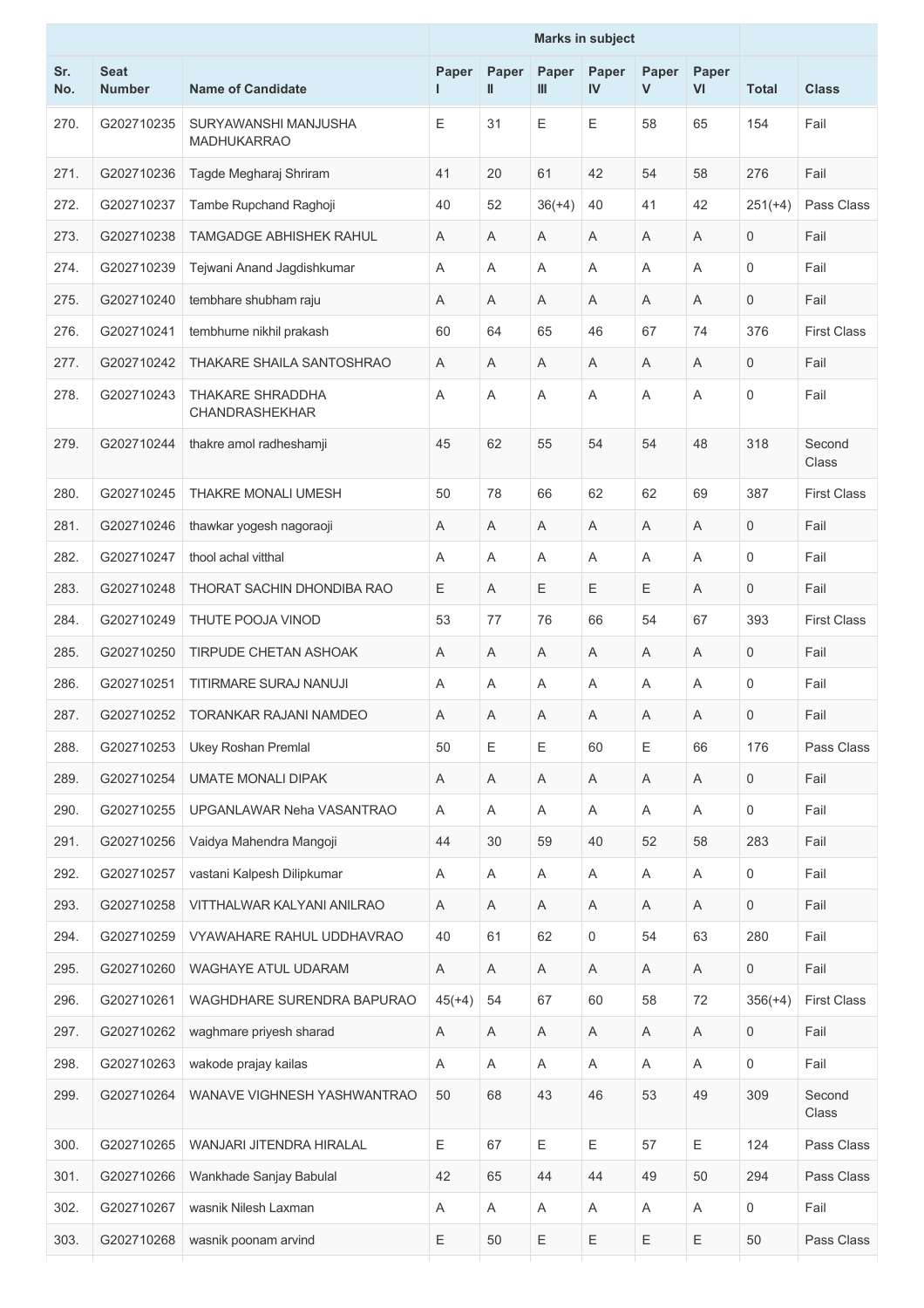| Sr. No. | Seat Number | Name of Candidate | Marks in subject | | | | | | Total | Class |
|---|---|---|---|---|---|---|---|---|---|---|
| | | | Paper I | Paper II | Paper III | Paper IV | Paper V | Paper VI | | |
| 270. | G202710235 | SURYAWANSHI MANJUSHA MADHUKARRAO | E | 31 | E | E | 58 | 65 | 154 | Fail |
| 271. | G202710236 | Tagde Megharaj Shriram | 41 | 20 | 61 | 42 | 54 | 58 | 276 | Fail |
| 272. | G202710237 | Tambe Rupchand Raghoji | 40 | 52 | 36(+4) | 40 | 41 | 42 | 251(+4) | Pass Class |
| 273. | G202710238 | TAMGADGE ABHISHEK RAHUL | A | A | A | A | A | A | 0 | Fail |
| 274. | G202710239 | Tejwani Anand Jagdishkumar | A | A | A | A | A | A | 0 | Fail |
| 275. | G202710240 | tembhare shubham raju | A | A | A | A | A | A | 0 | Fail |
| 276. | G202710241 | tembhurne nikhil prakash | 60 | 64 | 65 | 46 | 67 | 74 | 376 | First Class |
| 277. | G202710242 | THAKARE SHAILA SANTOSHRAO | A | A | A | A | A | A | 0 | Fail |
| 278. | G202710243 | THAKARE SHRADDHA CHANDRASHEKHAR | A | A | A | A | A | A | 0 | Fail |
| 279. | G202710244 | thakre amol radheshamji | 45 | 62 | 55 | 54 | 54 | 48 | 318 | Second Class |
| 280. | G202710245 | THAKRE MONALI UMESH | 50 | 78 | 66 | 62 | 62 | 69 | 387 | First Class |
| 281. | G202710246 | thawkar yogesh nagoraoji | A | A | A | A | A | A | 0 | Fail |
| 282. | G202710247 | thool achal vitthal | A | A | A | A | A | A | 0 | Fail |
| 283. | G202710248 | THORAT SACHIN DHONDIBA RAO | E | A | E | E | E | A | 0 | Fail |
| 284. | G202710249 | THUTE POOJA VINOD | 53 | 77 | 76 | 66 | 54 | 67 | 393 | First Class |
| 285. | G202710250 | TIRPUDE CHETAN ASHOAK | A | A | A | A | A | A | 0 | Fail |
| 286. | G202710251 | TITIRMARE SURAJ NANUJI | A | A | A | A | A | A | 0 | Fail |
| 287. | G202710252 | TORANKAR RAJANI NAMDEO | A | A | A | A | A | A | 0 | Fail |
| 288. | G202710253 | Ukey Roshan Premlal | 50 | E | E | 60 | E | 66 | 176 | Pass Class |
| 289. | G202710254 | UMATE MONALI DIPAK | A | A | A | A | A | A | 0 | Fail |
| 290. | G202710255 | UPGANLAWAR Neha VASANTRAO | A | A | A | A | A | A | 0 | Fail |
| 291. | G202710256 | Vaidya Mahendra Mangoji | 44 | 30 | 59 | 40 | 52 | 58 | 283 | Fail |
| 292. | G202710257 | vastani Kalpesh Dilipkumar | A | A | A | A | A | A | 0 | Fail |
| 293. | G202710258 | VITTHALWAR KALYANI ANILRAO | A | A | A | A | A | A | 0 | Fail |
| 294. | G202710259 | VYAWAHARE RAHUL UDDHAVRAO | 40 | 61 | 62 | 0 | 54 | 63 | 280 | Fail |
| 295. | G202710260 | WAGHAYE ATUL UDARAM | A | A | A | A | A | A | 0 | Fail |
| 296. | G202710261 | WAGHDHARE SURENDRA BAPURAO | 45(+4) | 54 | 67 | 60 | 58 | 72 | 356(+4) | First Class |
| 297. | G202710262 | waghmare priyesh sharad | A | A | A | A | A | A | 0 | Fail |
| 298. | G202710263 | wakode prajay kailas | A | A | A | A | A | A | 0 | Fail |
| 299. | G202710264 | WANAVE VIGHNESH YASHWANTRAO | 50 | 68 | 43 | 46 | 53 | 49 | 309 | Second Class |
| 300. | G202710265 | WANJARI JITENDRA HIRALAL | E | 67 | E | E | 57 | E | 124 | Pass Class |
| 301. | G202710266 | Wankhade Sanjay Babulal | 42 | 65 | 44 | 44 | 49 | 50 | 294 | Pass Class |
| 302. | G202710267 | wasnik Nilesh Laxman | A | A | A | A | A | A | 0 | Fail |
| 303. | G202710268 | wasnik poonam arvind | E | 50 | E | E | E | E | 50 | Pass Class |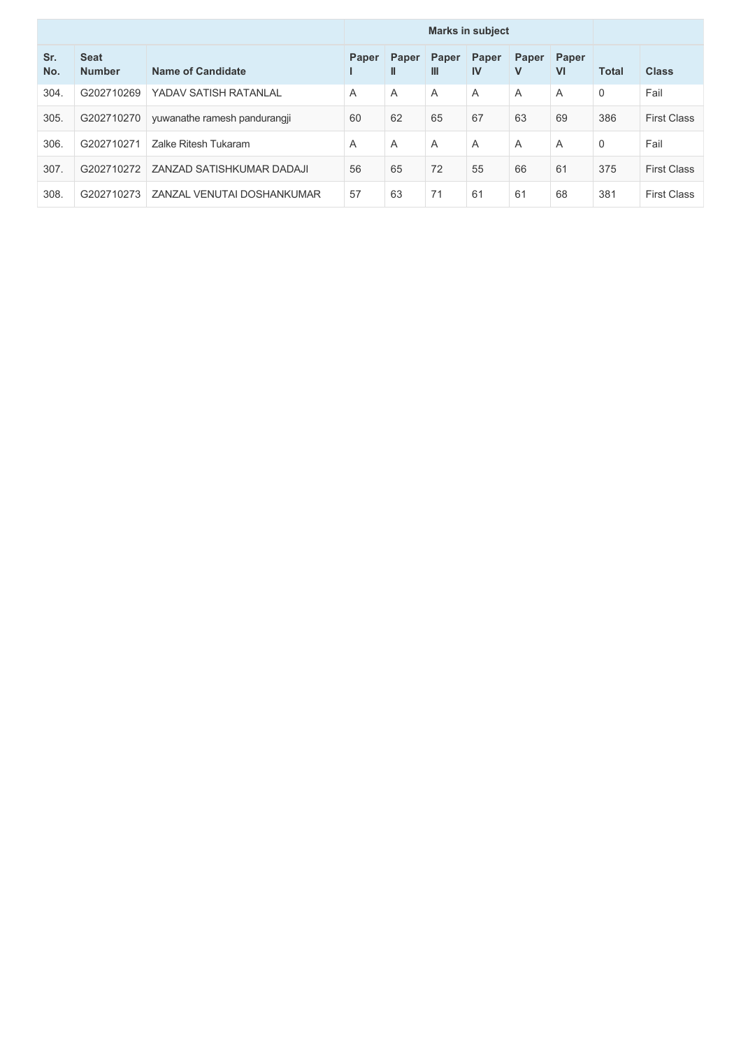| | | | Marks in subject | | | | | | | |
|---|---|---|---|---|---|---|---|---|---|---|
| Sr. No. | Seat Number | Name of Candidate | Paper I | Paper II | Paper III | Paper IV | Paper V | Paper VI | Total | Class |
| 304. | G202710269 | YADAV SATISH RATANLAL | A | A | A | A | A | A | 0 | Fail |
| 305. | G202710270 | yuwanathe ramesh pandurangji | 60 | 62 | 65 | 67 | 63 | 69 | 386 | First Class |
| 306. | G202710271 | Zalke Ritesh Tukaram | A | A | A | A | A | A | 0 | Fail |
| 307. | G202710272 | ZANZAD SATISHKUMAR DADAJI | 56 | 65 | 72 | 55 | 66 | 61 | 375 | First Class |
| 308. | G202710273 | ZANZAL VENUTAI DOSHANKUMAR | 57 | 63 | 71 | 61 | 61 | 68 | 381 | First Class |